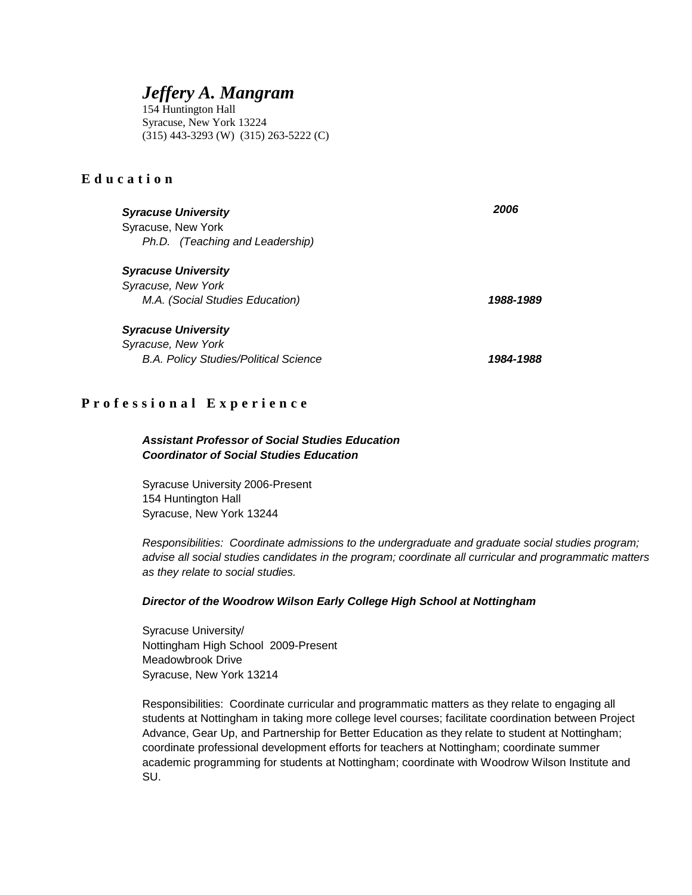# *Jeffery A. Mangram*

154 Huntington Hall
Syracuse, New York 13224
(315) 443-3293 (W)  (315) 263-5222 (C)

## Education

***Syracuse University*** — ***2006***
Syracuse, New York
*Ph.D.  (Teaching and Leadership)*

***Syracuse University***
*Syracuse, New York*
*M.A. (Social Studies Education)* — ***1988-1989***

***Syracuse University***
*Syracuse, New York*
*B.A. Policy Studies/Political Science* — ***1984-1988***

## Professional Experience

***Assistant Professor of Social Studies Education***
***Coordinator of Social Studies Education***

Syracuse University 2006-Present
154 Huntington Hall
Syracuse, New York 13244

*Responsibilities:  Coordinate admissions to the undergraduate and graduate social studies program; advise all social studies candidates in the program; coordinate all curricular and programmatic matters as they relate to social studies.*

***Director of the Woodrow Wilson Early College High School at Nottingham***

Syracuse University/
Nottingham High School  2009-Present
Meadowbrook Drive
Syracuse, New York 13214

Responsibilities:  Coordinate curricular and programmatic matters as they relate to engaging all students at Nottingham in taking more college level courses; facilitate coordination between Project Advance, Gear Up, and Partnership for Better Education as they relate to student at Nottingham; coordinate professional development efforts for teachers at Nottingham; coordinate summer academic programming for students at Nottingham; coordinate with Woodrow Wilson Institute and SU.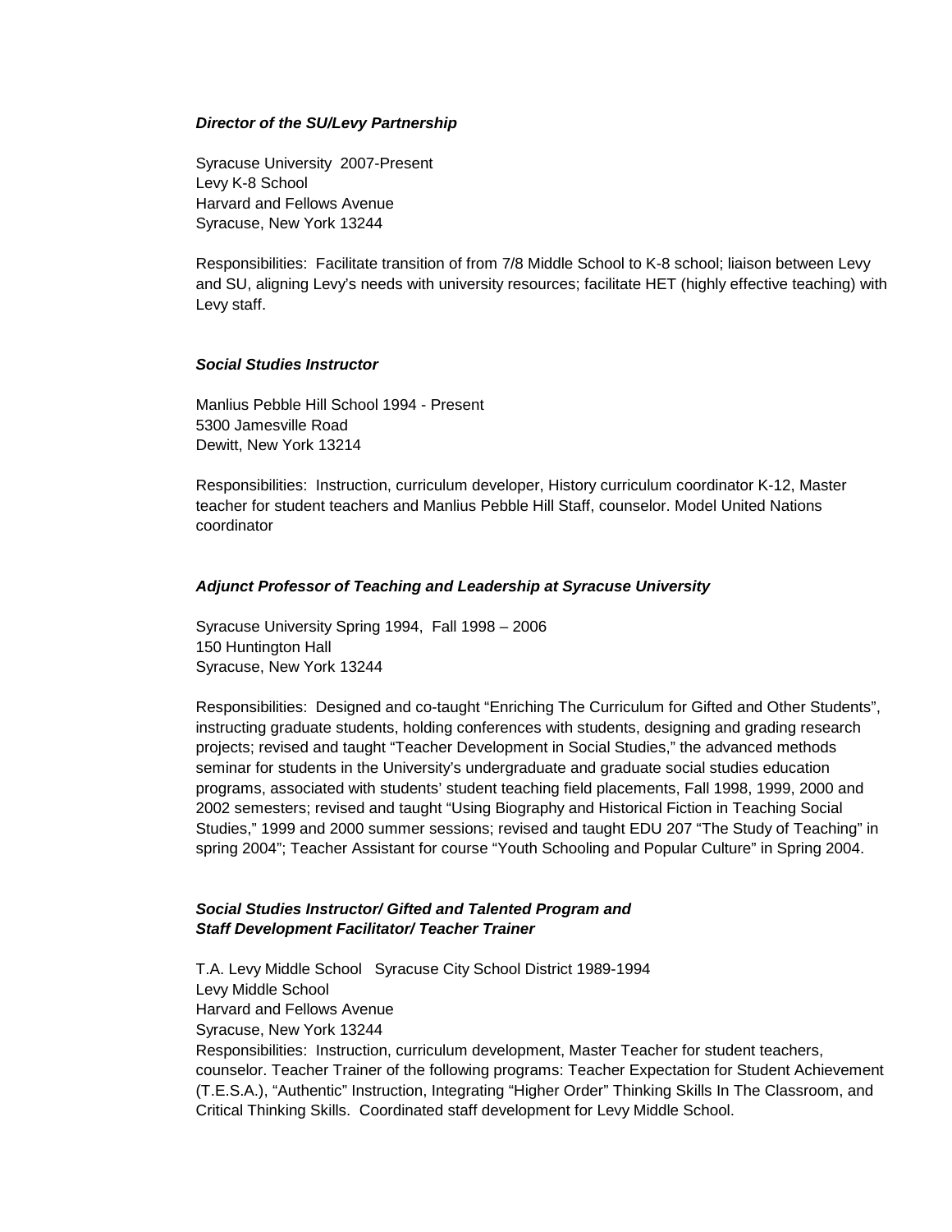***Director of the SU/Levy Partnership***

Syracuse University 2007-Present
Levy K-8 School
Harvard and Fellows Avenue
Syracuse, New York 13244

Responsibilities: Facilitate transition of from 7/8 Middle School to K-8 school; liaison between Levy and SU, aligning Levy's needs with university resources; facilitate HET (highly effective teaching) with Levy staff.

***Social Studies Instructor***

Manlius Pebble Hill School 1994 - Present
5300 Jamesville Road
Dewitt, New York 13214

Responsibilities: Instruction, curriculum developer, History curriculum coordinator K-12, Master teacher for student teachers and Manlius Pebble Hill Staff, counselor. Model United Nations coordinator

***Adjunct Professor of Teaching and Leadership at Syracuse University***

Syracuse University Spring 1994, Fall 1998 – 2006
150 Huntington Hall
Syracuse, New York 13244

Responsibilities: Designed and co-taught "Enriching The Curriculum for Gifted and Other Students", instructing graduate students, holding conferences with students, designing and grading research projects; revised and taught "Teacher Development in Social Studies," the advanced methods seminar for students in the University's undergraduate and graduate social studies education programs, associated with students' student teaching field placements, Fall 1998, 1999, 2000 and 2002 semesters; revised and taught "Using Biography and Historical Fiction in Teaching Social Studies," 1999 and 2000 summer sessions; revised and taught EDU 207 "The Study of Teaching" in spring 2004"; Teacher Assistant for course "Youth Schooling and Popular Culture" in Spring 2004.

***Social Studies Instructor/ Gifted and Talented Program and Staff Development Facilitator/ Teacher Trainer***

T.A. Levy Middle School Syracuse City School District 1989-1994
Levy Middle School
Harvard and Fellows Avenue
Syracuse, New York 13244
Responsibilities: Instruction, curriculum development, Master Teacher for student teachers, counselor. Teacher Trainer of the following programs: Teacher Expectation for Student Achievement (T.E.S.A.), "Authentic" Instruction, Integrating "Higher Order" Thinking Skills In The Classroom, and Critical Thinking Skills. Coordinated staff development for Levy Middle School.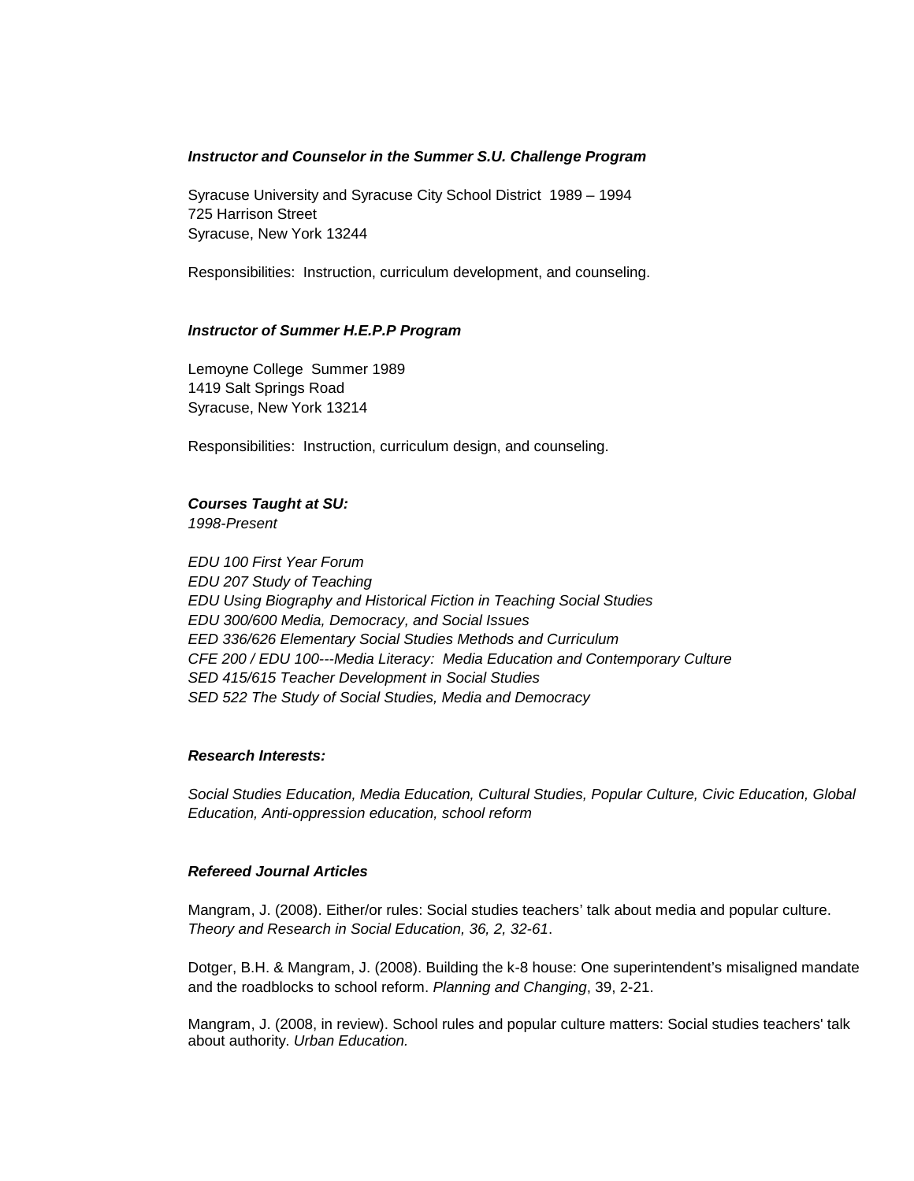***Instructor and Counselor in the Summer S.U. Challenge Program***

Syracuse University and Syracuse City School District 1989 – 1994
725 Harrison Street
Syracuse, New York 13244

Responsibilities: Instruction, curriculum development, and counseling.

***Instructor of Summer H.E.P.P Program***

Lemoyne College Summer 1989
1419 Salt Springs Road
Syracuse, New York 13214

Responsibilities: Instruction, curriculum design, and counseling.

***Courses Taught at SU:***
*1998-Present*

*EDU 100 First Year Forum*
*EDU 207 Study of Teaching*
*EDU Using Biography and Historical Fiction in Teaching Social Studies*
*EDU 300/600 Media, Democracy, and Social Issues*
*EED 336/626 Elementary Social Studies Methods and Curriculum*
*CFE 200 / EDU 100---Media Literacy: Media Education and Contemporary Culture*
*SED 415/615 Teacher Development in Social Studies*
*SED 522 The Study of Social Studies, Media and Democracy*

***Research Interests:***

*Social Studies Education, Media Education, Cultural Studies, Popular Culture, Civic Education, Global Education, Anti-oppression education, school reform*

***Refereed Journal Articles***

Mangram, J. (2008). Either/or rules: Social studies teachers' talk about media and popular culture. *Theory and Research in Social Education, 36, 2, 32-61*.

Dotger, B.H. & Mangram, J. (2008). Building the k-8 house: One superintendent's misaligned mandate and the roadblocks to school reform. *Planning and Changing*, 39, 2-21.

Mangram, J. (2008, in review). School rules and popular culture matters: Social studies teachers' talk about authority. *Urban Education.*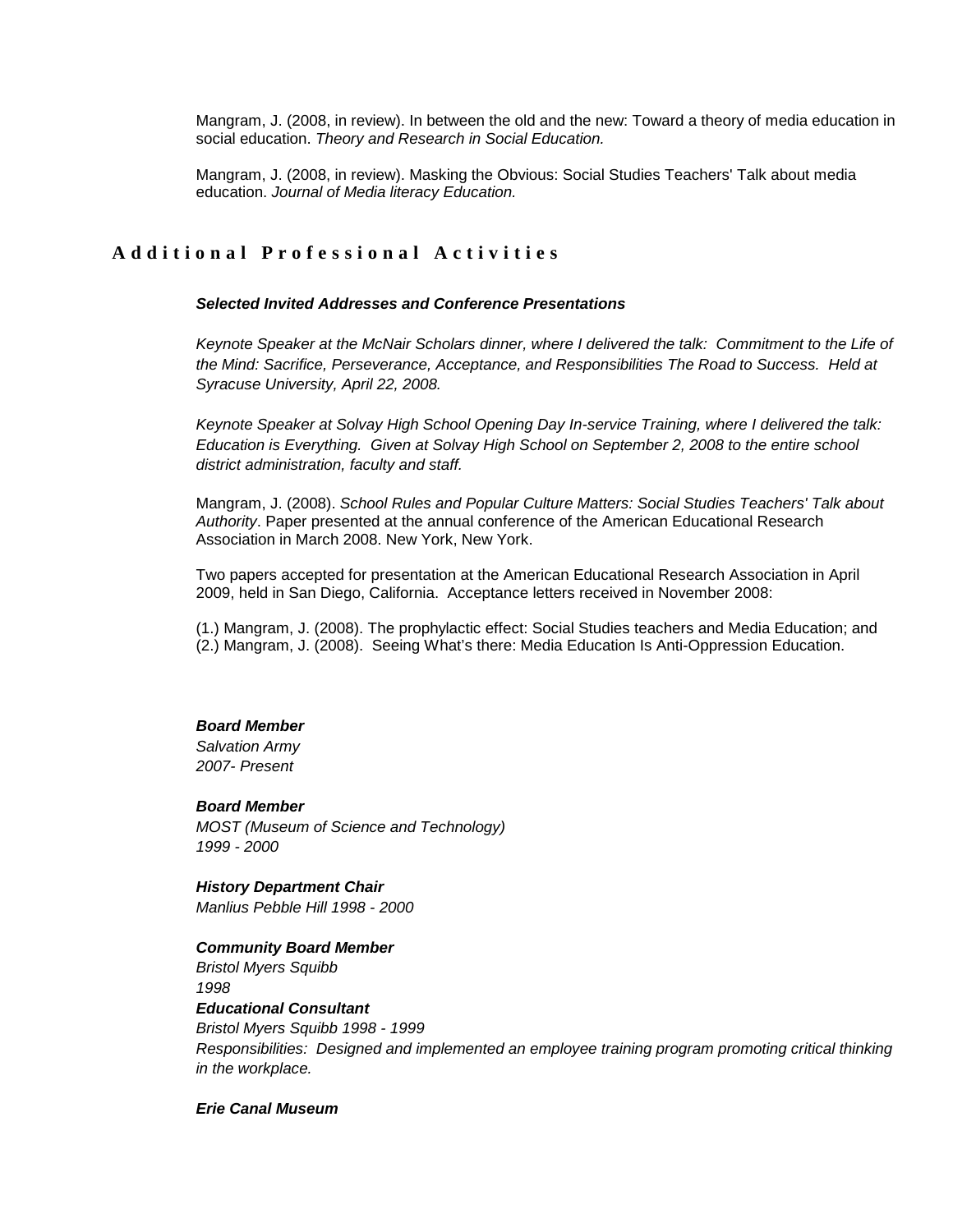Mangram, J. (2008, in review). In between the old and the new: Toward a theory of media education in social education. *Theory and Research in Social Education.*

Mangram, J. (2008, in review). Masking the Obvious: Social Studies Teachers' Talk about media education. *Journal of Media literacy Education.*

## Additional Professional Activities

***Selected Invited Addresses and Conference Presentations***

*Keynote Speaker at the McNair Scholars dinner, where I delivered the talk: Commitment to the Life of the Mind: Sacrifice, Perseverance, Acceptance, and Responsibilities The Road to Success. Held at Syracuse University, April 22, 2008.*

*Keynote Speaker at Solvay High School Opening Day In-service Training, where I delivered the talk: Education is Everything. Given at Solvay High School on September 2, 2008 to the entire school district administration, faculty and staff.*

Mangram, J. (2008). *School Rules and Popular Culture Matters: Social Studies Teachers' Talk about Authority*. Paper presented at the annual conference of the American Educational Research Association in March 2008. New York, New York.

Two papers accepted for presentation at the American Educational Research Association in April 2009, held in San Diego, California. Acceptance letters received in November 2008:

(1.) Mangram, J. (2008). The prophylactic effect: Social Studies teachers and Media Education; and
(2.) Mangram, J. (2008). Seeing What's there: Media Education Is Anti-Oppression Education.

***Board Member***
*Salvation Army*
*2007- Present*

***Board Member***
*MOST (Museum of Science and Technology)*
*1999 - 2000*

***History Department Chair***
*Manlius Pebble Hill 1998 - 2000*

***Community Board Member***
*Bristol Myers Squibb*
*1998*

***Educational Consultant***
*Bristol Myers Squibb 1998 - 1999*
*Responsibilities: Designed and implemented an employee training program promoting critical thinking in the workplace.*

***Erie Canal Museum***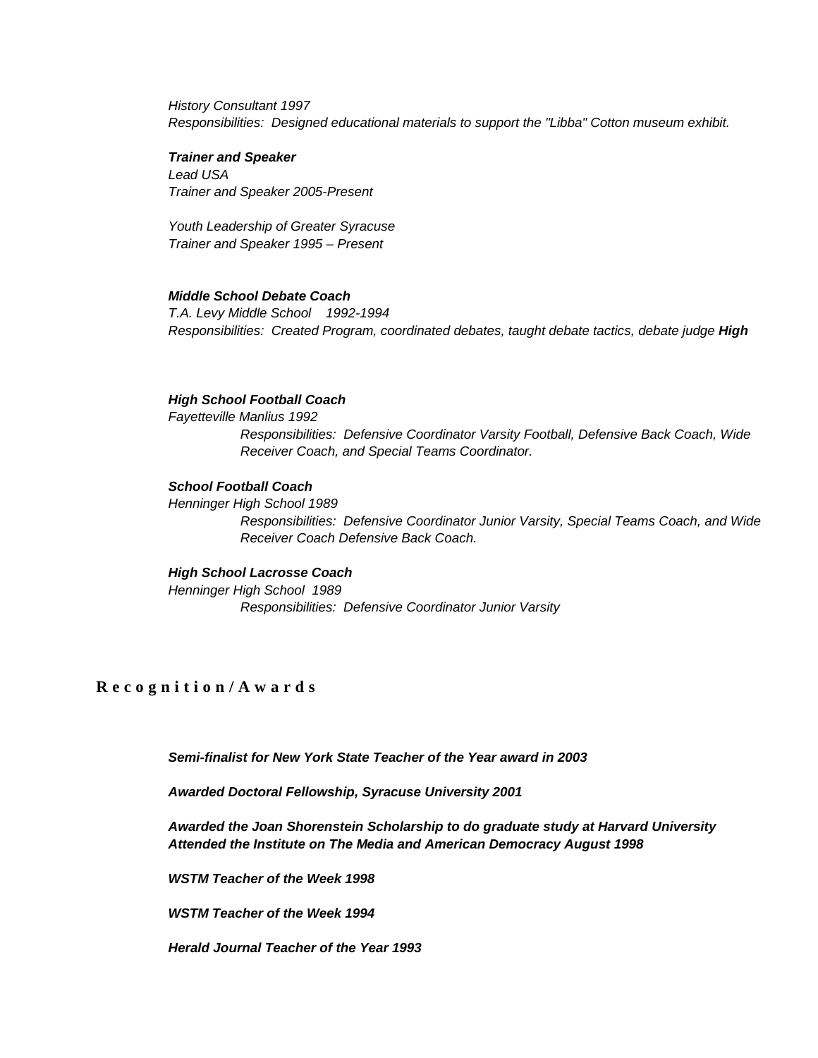*History Consultant 1997*
*Responsibilities: Designed educational materials to support the "Libba" Cotton museum exhibit.*

***Trainer and Speaker***
*Lead USA*
*Trainer and Speaker 2005-Present*

*Youth Leadership of Greater Syracuse*
*Trainer and Speaker 1995 – Present*

***Middle School Debate Coach***
*T.A. Levy Middle School 1992-1994*
*Responsibilities: Created Program, coordinated debates, taught debate tactics, debate judge* ***High***

***High School Football Coach***
*Fayetteville Manlius 1992*
*Responsibilities: Defensive Coordinator Varsity Football, Defensive Back Coach, Wide Receiver Coach, and Special Teams Coordinator.*

***School Football Coach***
*Henninger High School 1989*
*Responsibilities: Defensive Coordinator Junior Varsity, Special Teams Coach, and Wide Receiver Coach Defensive Back Coach.*

***High School Lacrosse Coach***
*Henninger High School 1989*
*Responsibilities: Defensive Coordinator Junior Varsity*

## Recognition / Awards

***Semi-finalist for New York State Teacher of the Year award in 2003***

***Awarded Doctoral Fellowship, Syracuse University 2001***

***Awarded the Joan Shorenstein Scholarship to do graduate study at Harvard University***
***Attended the Institute on The Media and American Democracy August 1998***

***WSTM Teacher of the Week 1998***

***WSTM Teacher of the Week 1994***

***Herald Journal Teacher of the Year 1993***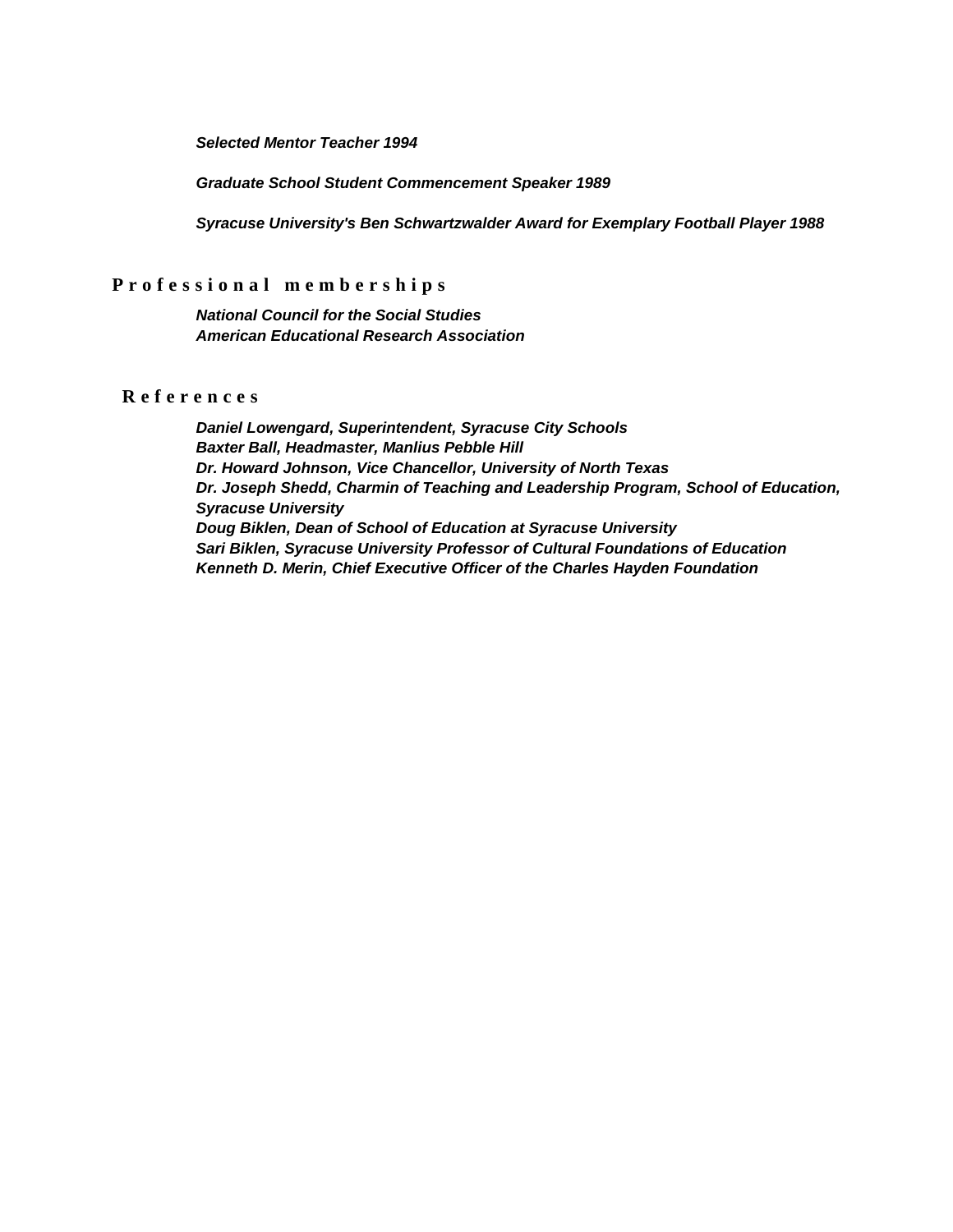***Selected Mentor Teacher 1994***

***Graduate School Student Commencement Speaker 1989***

***Syracuse University's Ben Schwartzwalder Award for Exemplary Football Player 1988***

## Professional memberships

***National Council for the Social Studies***
***American Educational Research Association***

## References

***Daniel Lowengard, Superintendent, Syracuse City Schools***
***Baxter Ball, Headmaster, Manlius Pebble Hill***
***Dr. Howard Johnson, Vice Chancellor, University of North Texas***
***Dr. Joseph Shedd, Charmin of Teaching and Leadership Program, School of Education, Syracuse University***
***Doug Biklen, Dean of School of Education at Syracuse University***
***Sari Biklen, Syracuse University Professor of Cultural Foundations of Education***
***Kenneth D. Merin, Chief Executive Officer of the Charles Hayden Foundation***